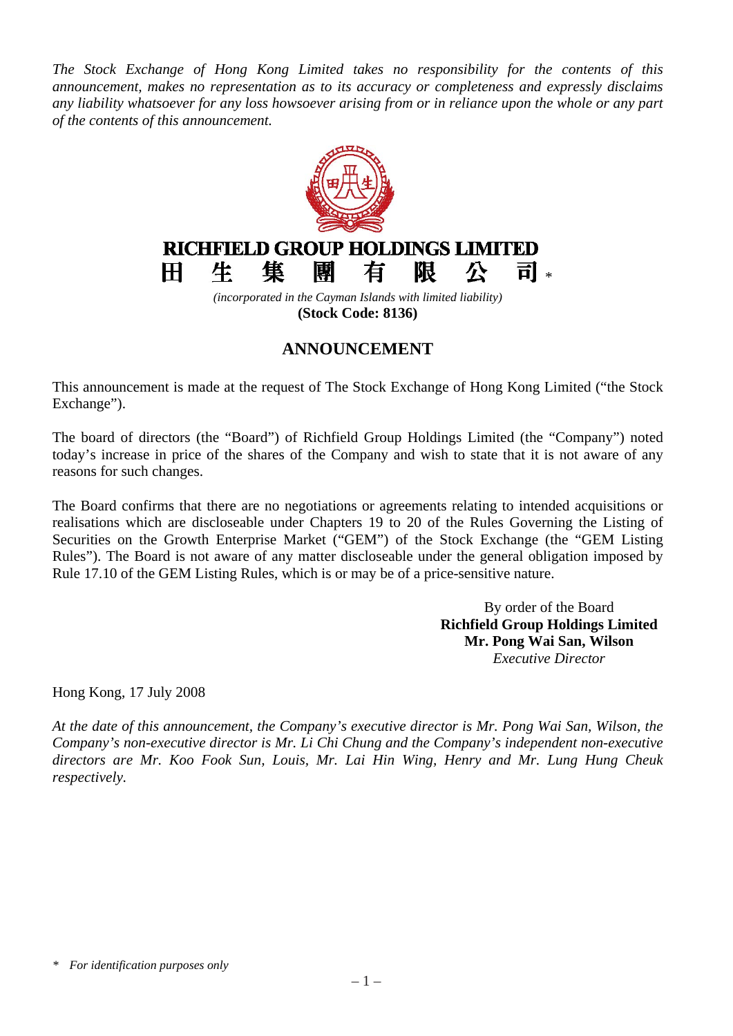*The Stock Exchange of Hong Kong Limited takes no responsibility for the contents of this announcement, makes no representation as to its accuracy or completeness and expressly disclaims any liability whatsoever for any loss howsoever arising from or in reliance upon the whole or any part of the contents of this announcement.*

# RICHFIELD GROUP HOLDINGS LIMITED

# 田生集團有限公司*

*(incorporated in the Cayman Islands with limited liability)*

**(Stock Code: 8136)**

## ANNOUNCEMENT

This announcement is made at the request of The Stock Exchange of Hong Kong Limited ("the Stock Exchange").

The board of directors (the "Board") of Richfield Group Holdings Limited (the "Company") noted today's increase in price of the shares of the Company and wish to state that it is not aware of any reasons for such changes.

The Board confirms that there are no negotiations or agreements relating to intended acquisitions or realisations which are discloseable under Chapters 19 to 20 of the Rules Governing the Listing of Securities on the Growth Enterprise Market ("GEM") of the Stock Exchange (the "GEM Listing Rules"). The Board is not aware of any matter discloseable under the general obligation imposed by Rule 17.10 of the GEM Listing Rules, which is or may be of a price-sensitive nature.

By order of the Board
**Richfield Group Holdings Limited**
**Mr. Pong Wai San, Wilson**
*Executive Director*

Hong Kong, 17 July 2008

*At the date of this announcement, the Company's executive director is Mr. Pong Wai San, Wilson, the Company's non-executive director is Mr. Li Chi Chung and the Company's independent non-executive directors are Mr. Koo Fook Sun, Louis, Mr. Lai Hin Wing, Henry and Mr. Lung Hung Cheuk respectively.*

\* *For identification purposes only*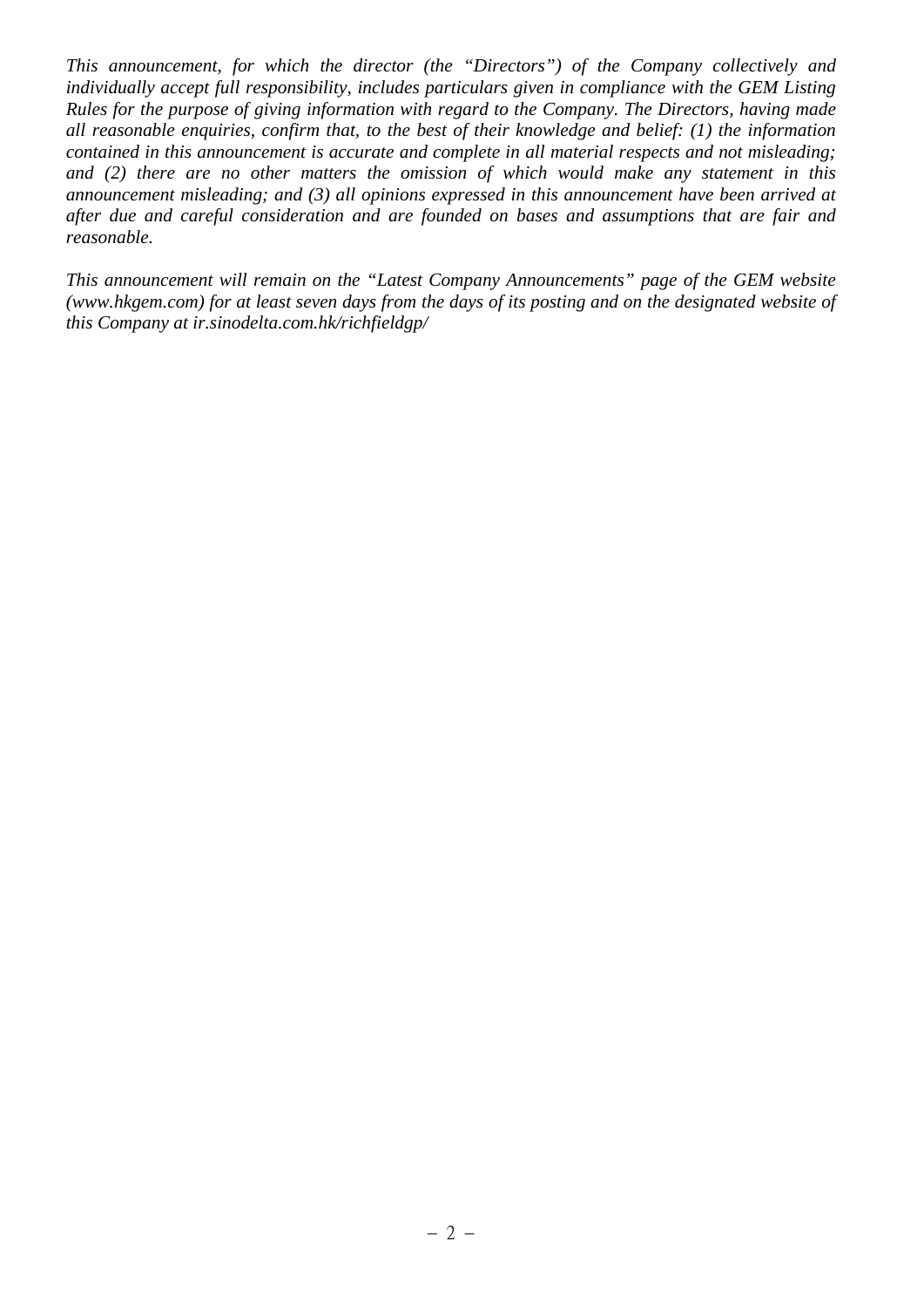*This announcement, for which the director (the "Directors") of the Company collectively and individually accept full responsibility, includes particulars given in compliance with the GEM Listing Rules for the purpose of giving information with regard to the Company. The Directors, having made all reasonable enquiries, confirm that, to the best of their knowledge and belief: (1) the information contained in this announcement is accurate and complete in all material respects and not misleading; and (2) there are no other matters the omission of which would make any statement in this announcement misleading; and (3) all opinions expressed in this announcement have been arrived at after due and careful consideration and are founded on bases and assumptions that are fair and reasonable.*

*This announcement will remain on the "Latest Company Announcements" page of the GEM website (www.hkgem.com) for at least seven days from the days of its posting and on the designated website of this Company at ir.sinodelta.com.hk/richfieldgp/*